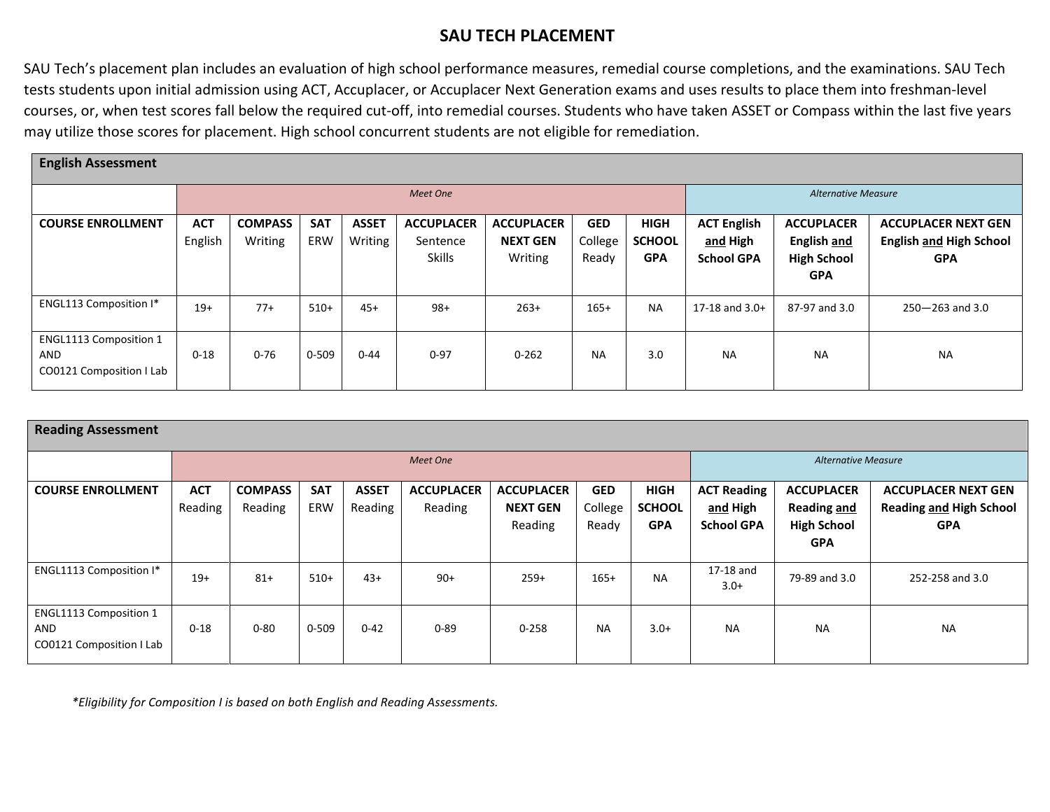# SAU TECH PLACEMENT

SAU Tech's placement plan includes an evaluation of high school performance measures, remedial course completions, and the examinations. SAU Tech tests students upon initial admission using ACT, Accuplacer, or Accuplacer Next Generation exams and uses results to place them into freshman-level courses, or, when test scores fall below the required cut-off, into remedial courses. Students who have taken ASSET or Compass within the last five years may utilize those scores for placement. High school concurrent students are not eligible for remediation.

| **English Assessment** | | | | | | | | | | | |
|---|---|---|---|---|---|---|---|---|---|---|---|
| | *Meet One* | | | | | | | | *Alternative Measure* | | |
| **COURSE ENROLLMENT** | **ACT** English | **COMPASS** Writing | **SAT** ERW | **ASSET** Writing | **ACCUPLACER** Sentence Skills | **ACCUPLACER NEXT GEN** Writing | **GED** College Ready | **HIGH SCHOOL GPA** | **ACT English and High School GPA** | **ACCUPLACER English and High School GPA** | **ACCUPLACER NEXT GEN English and High School GPA** |
| ENGL113 Composition I* | 19+ | 77+ | 510+ | 45+ | 98+ | 263+ | 165+ | NA | 17-18 and 3.0+ | 87-97 and 3.0 | 250—263 and 3.0 |
| ENGL1113 Composition 1 AND CO0121 Composition I Lab | 0-18 | 0-76 | 0-509 | 0-44 | 0-97 | 0-262 | NA | 3.0 | NA | NA | NA |

| **Reading Assessment** | | | | | | | | | | | |
|---|---|---|---|---|---|---|---|---|---|---|---|
| | *Meet One* | | | | | | | | *Alternative Measure* | | |
| **COURSE ENROLLMENT** | **ACT** Reading | **COMPASS** Reading | **SAT** ERW | **ASSET** Reading | **ACCUPLACER** Reading | **ACCUPLACER NEXT GEN** Reading | **GED** College Ready | **HIGH SCHOOL GPA** | **ACT Reading and High School GPA** | **ACCUPLACER Reading and High School GPA** | **ACCUPLACER NEXT GEN Reading and High School GPA** |
| ENGL1113 Composition I* | 19+ | 81+ | 510+ | 43+ | 90+ | 259+ | 165+ | NA | 17-18 and 3.0+ | 79-89 and 3.0 | 252-258 and 3.0 |
| ENGL1113 Composition 1 AND CO0121 Composition I Lab | 0-18 | 0-80 | 0-509 | 0-42 | 0-89 | 0-258 | NA | 3.0+ | NA | NA | NA |

*\*Eligibility for Composition I is based on both English and Reading Assessments.*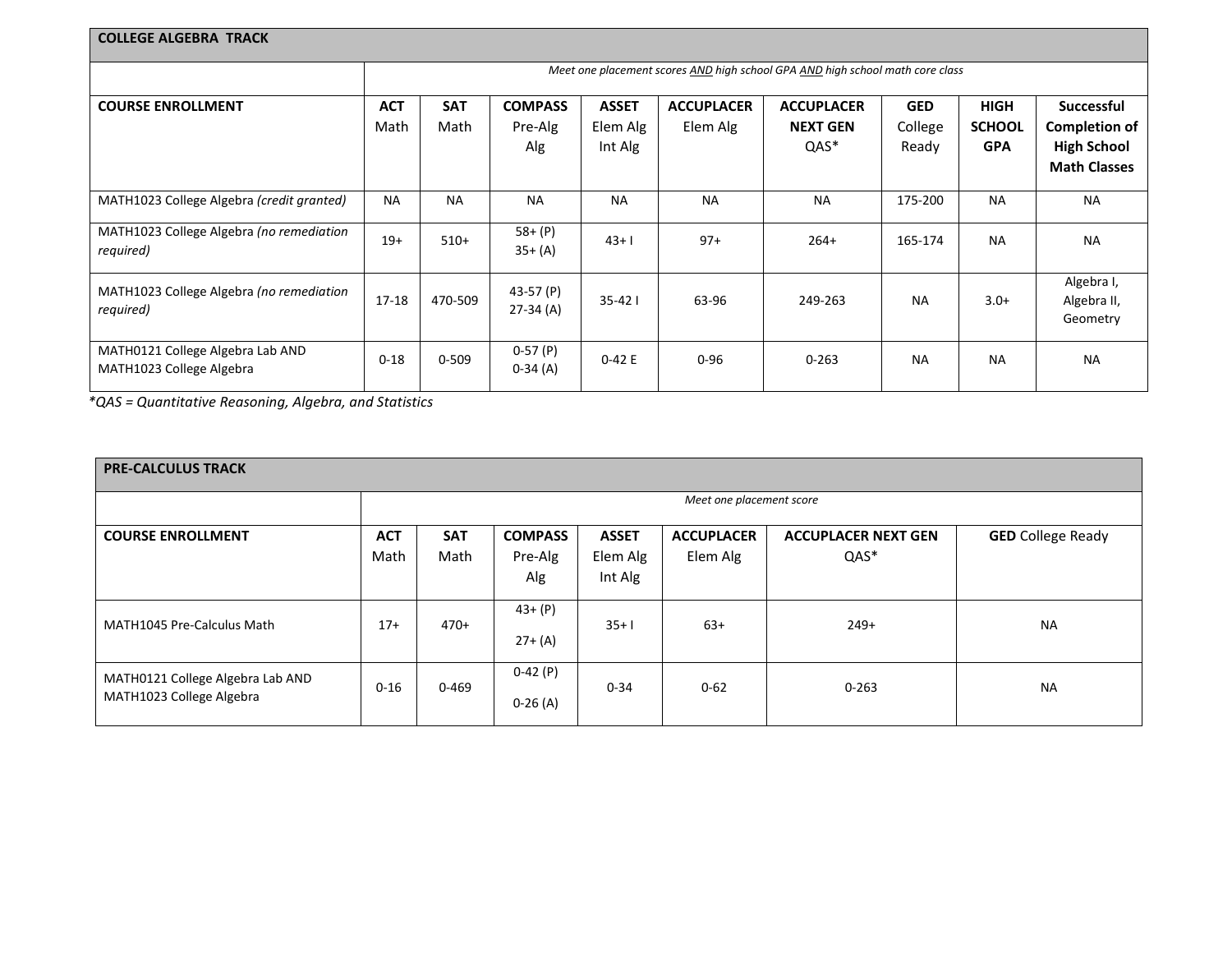| COLLEGE ALGEBRA TRACK | | | | | | | | | |
|---|---|---|---|---|---|---|---|---|---|
| | *Meet one placement scores AND high school GPA AND high school math core class* | | | | | | | | |
| **COURSE ENROLLMENT** | **ACT** Math | **SAT** Math | **COMPASS** Pre-Alg Alg | **ASSET** Elem Alg Int Alg | **ACCUPLACER** Elem Alg | **ACCUPLACER NEXT GEN** QAS* | **GED** College Ready | **HIGH SCHOOL GPA** | **Successful Completion of High School Math Classes** |
| MATH1023 College Algebra *(credit granted)* | NA | NA | NA | NA | NA | NA | 175-200 | NA | NA |
| MATH1023 College Algebra *(no remediation required)* | 19+ | 510+ | 58+ (P) 35+ (A) | 43+ I | 97+ | 264+ | 165-174 | NA | NA |
| MATH1023 College Algebra *(no remediation required)* | 17-18 | 470-509 | 43-57 (P) 27-34 (A) | 35-42 I | 63-96 | 249-263 | NA | 3.0+ | Algebra I, Algebra II, Geometry |
| MATH0121 College Algebra Lab AND MATH1023 College Algebra | 0-18 | 0-509 | 0-57 (P) 0-34 (A) | 0-42 E | 0-96 | 0-263 | NA | NA | NA |

**QAS = Quantitative Reasoning, Algebra, and Statistics*

| PRE-CALCULUS TRACK | | | | | | | |
|---|---|---|---|---|---|---|---|
| | *Meet one placement score* | | | | | | |
| **COURSE ENROLLMENT** | **ACT** Math | **SAT** Math | **COMPASS** Pre-Alg Alg | **ASSET** Elem Alg Int Alg | **ACCUPLACER** Elem Alg | **ACCUPLACER NEXT GEN** QAS* | **GED** College Ready |
| MATH1045 Pre-Calculus Math | 17+ | 470+ | 43+ (P) 27+ (A) | 35+ I | 63+ | 249+ | NA |
| MATH0121 College Algebra Lab AND MATH1023 College Algebra | 0-16 | 0-469 | 0-42 (P) 0-26 (A) | 0-34 | 0-62 | 0-263 | NA |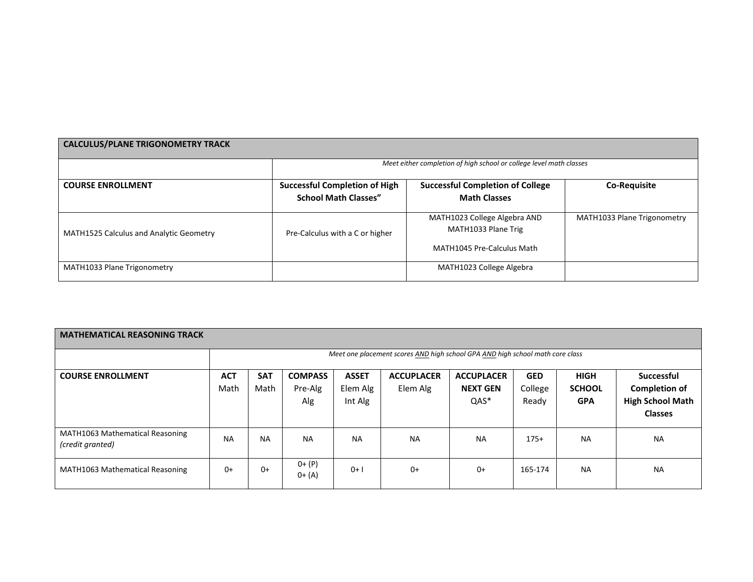| CALCULUS/PLANE TRIGONOMETRY TRACK | | | |
|---|---|---|---|
| | *Meet either completion of high school or college level math classes* | | |
| **COURSE ENROLLMENT** | **Successful Completion of High School Math Classes"** | **Successful Completion of College Math Classes** | **Co-Requisite** |
| MATH1525 Calculus and Analytic Geometry | Pre-Calculus with a C or higher | MATH1023 College Algebra AND MATH1033 Plane Trig<br><br>MATH1045 Pre-Calculus Math | MATH1033 Plane Trigonometry |
| MATH1033 Plane Trigonometry | | MATH1023 College Algebra | |

| MATHEMATICAL REASONING TRACK | | | | | | | | | |
|---|---|---|---|---|---|---|---|---|---|
| | *Meet one placement scores AND high school GPA AND high school math core class* | | | | | | | | |
| **COURSE ENROLLMENT** | **ACT** Math | **SAT** Math | **COMPASS** Pre-Alg Alg | **ASSET** Elem Alg Int Alg | **ACCUPLACER** Elem Alg | **ACCUPLACER NEXT GEN** QAS* | **GED** College Ready | **HIGH SCHOOL GPA** | **Successful Completion of High School Math Classes** |
| MATH1063 Mathematical Reasoning *(credit granted)* | NA | NA | NA | NA | NA | NA | 175+ | NA | NA |
| MATH1063 Mathematical Reasoning | 0+ | 0+ | 0+ (P)<br>0+ (A) | 0+ I | 0+ | 0+ | 165-174 | NA | NA |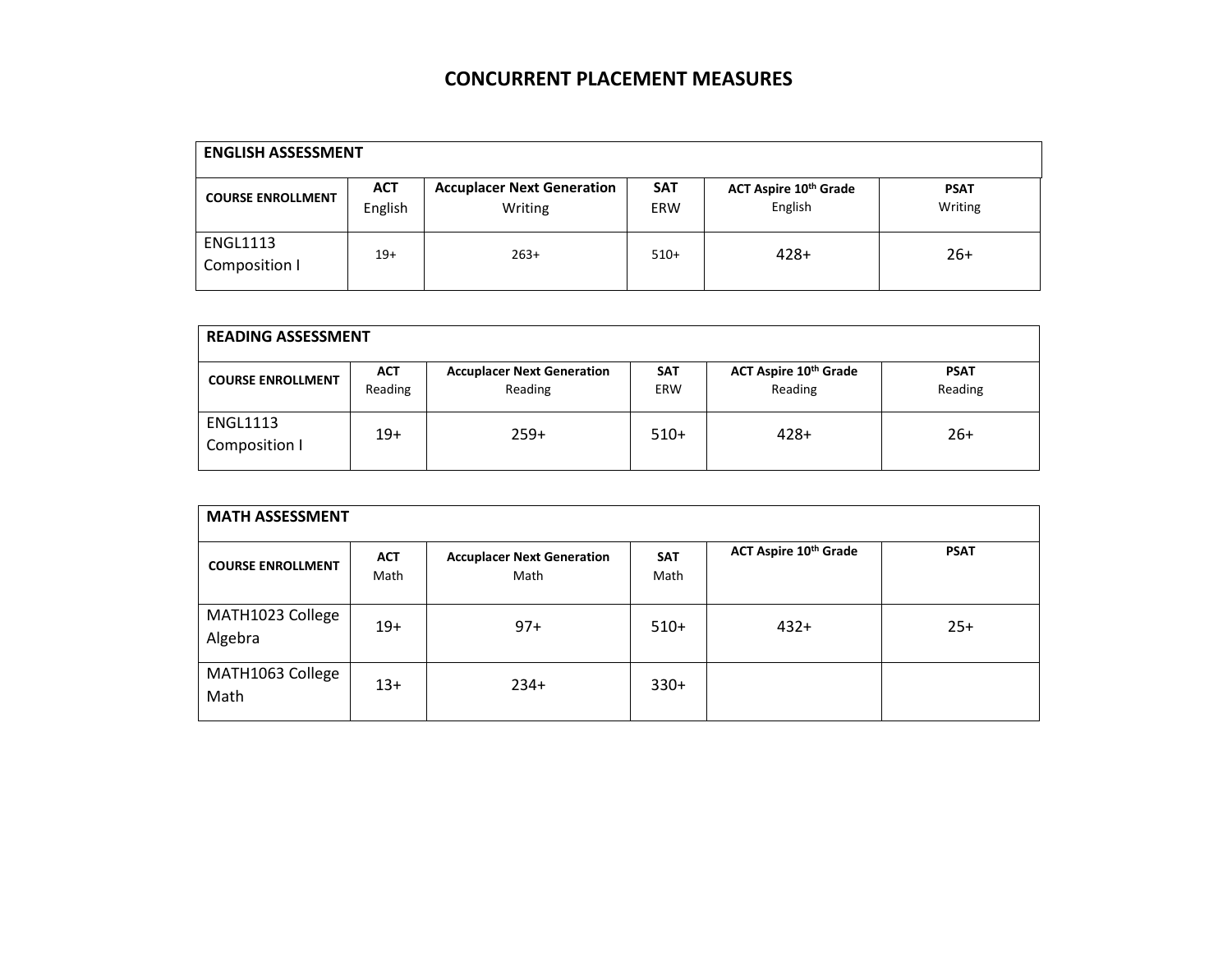# CONCURRENT PLACEMENT MEASURES

| ENGLISH ASSESSMENT | | | | | |
|---|---|---|---|---|---|
| **COURSE ENROLLMENT** | **ACT** English | **Accuplacer Next Generation** Writing | **SAT** ERW | **ACT Aspire 10th Grade** English | **PSAT** Writing |
| ENGL1113 Composition I | 19+ | 263+ | 510+ | 428+ | 26+ |

| READING ASSESSMENT | | | | | |
|---|---|---|---|---|---|
| **COURSE ENROLLMENT** | **ACT** Reading | **Accuplacer Next Generation** Reading | **SAT** ERW | **ACT Aspire 10th Grade** Reading | **PSAT** Reading |
| ENGL1113 Composition I | 19+ | 259+ | 510+ | 428+ | 26+ |

| MATH ASSESSMENT | | | | | |
|---|---|---|---|---|---|
| **COURSE ENROLLMENT** | **ACT** Math | **Accuplacer Next Generation** Math | **SAT** Math | **ACT Aspire 10th Grade** | **PSAT** |
| MATH1023 College Algebra | 19+ | 97+ | 510+ | 432+ | 25+ |
| MATH1063 College Math | 13+ | 234+ | 330+ | | |